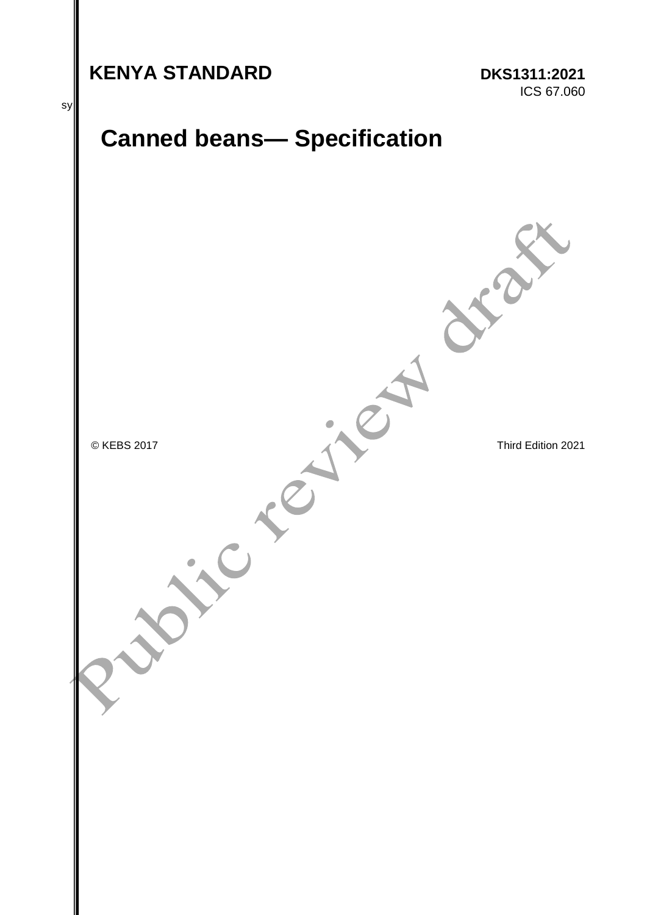**KENYA STANDARD** **DKS1311:2021**

ICS 67.060

# Canned beans— Specification

© KEBS 2017 Third Edition 2021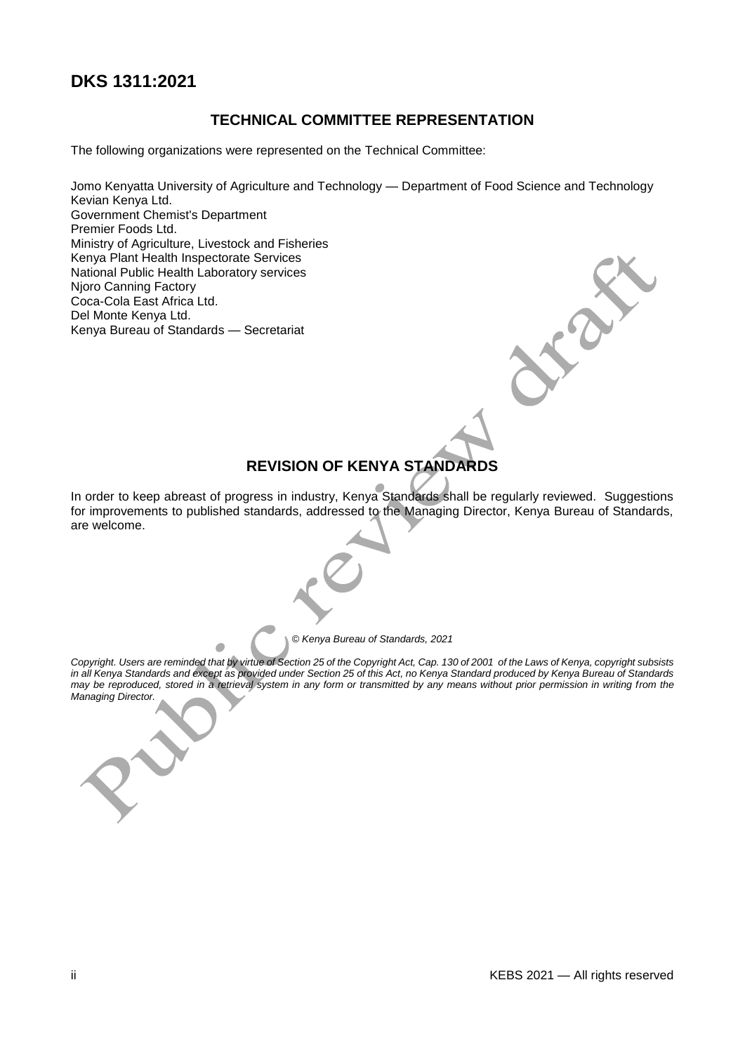## TECHNICAL COMMITTEE REPRESENTATION

The following organizations were represented on the Technical Committee:

Jomo Kenyatta University of Agriculture and Technology — Department of Food Science and Technology
Kevian Kenya Ltd.
Government Chemist's Department
Premier Foods Ltd.
Ministry of Agriculture, Livestock and Fisheries
Kenya Plant Health Inspectorate Services
National Public Health Laboratory services
Njoro Canning Factory
Coca-Cola East Africa Ltd.
Del Monte Kenya Ltd.
Kenya Bureau of Standards — Secretariat

## REVISION OF KENYA STANDARDS

In order to keep abreast of progress in industry, Kenya Standards shall be regularly reviewed. Suggestions for improvements to published standards, addressed to the Managing Director, Kenya Bureau of Standards, are welcome.

*© Kenya Bureau of Standards, 2021*

*Copyright. Users are reminded that by virtue of Section 25 of the Copyright Act, Cap. 130 of 2001 of the Laws of Kenya, copyright subsists in all Kenya Standards and except as provided under Section 25 of this Act, no Kenya Standard produced by Kenya Bureau of Standards may be reproduced, stored in a retrieval system in any form or transmitted by any means without prior permission in writing from the Managing Director.*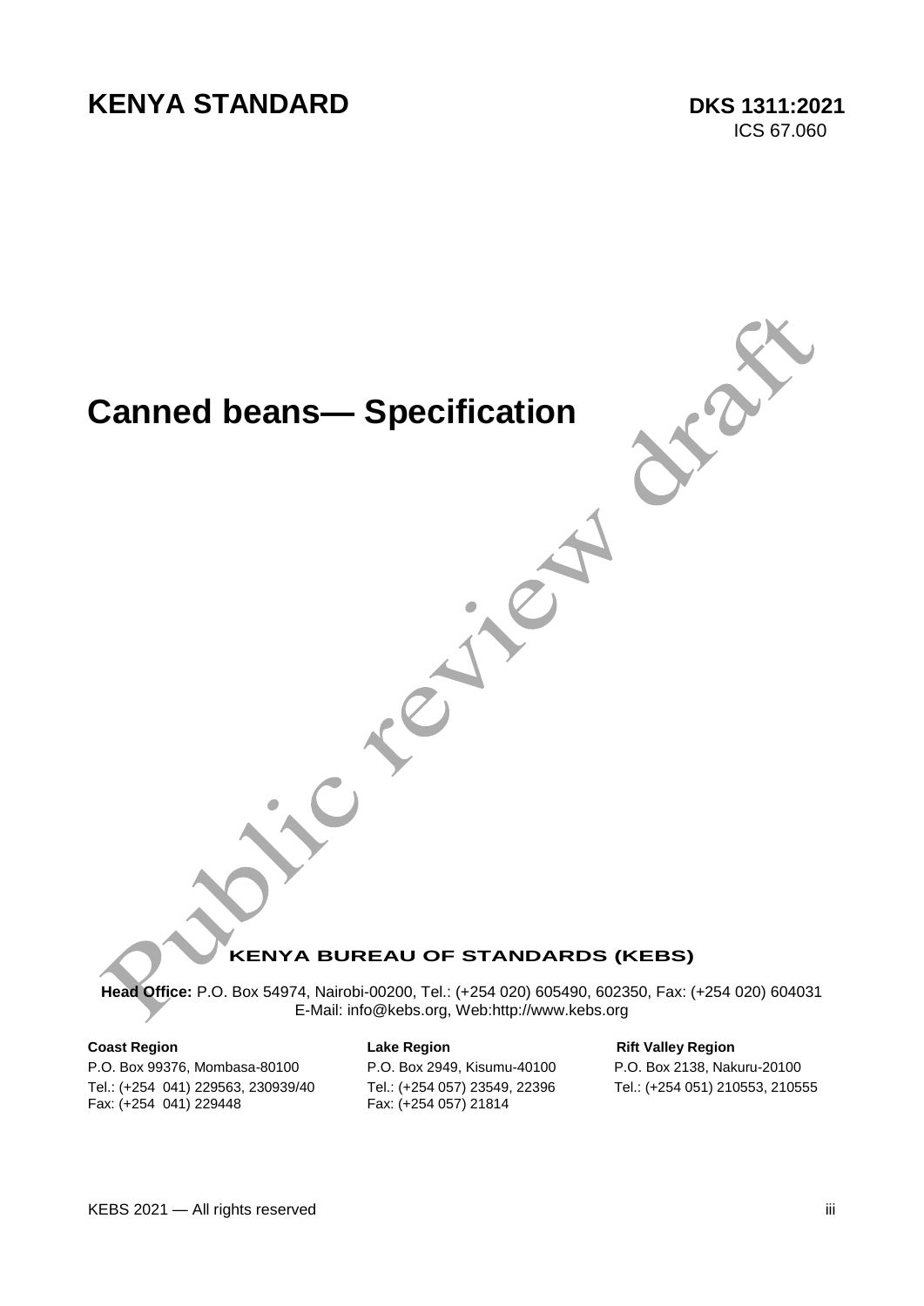# KENYA STANDARD

**DKS 1311:2021**
ICS 67.060

# Canned beans— Specification

Public review draft

**KENYA BUREAU OF STANDARDS (KEBS)**

**Head Office:** P.O. Box 54974, Nairobi-00200, Tel.: (+254 020) 605490, 602350, Fax: (+254 020) 604031
E-Mail: info@kebs.org, Web:http://www.kebs.org

**Coast Region**
P.O. Box 99376, Mombasa-80100
Tel.: (+254 041) 229563, 230939/40
Fax: (+254 041) 229448

**Lake Region**
P.O. Box 2949, Kisumu-40100
Tel.: (+254 057) 23549, 22396
Fax: (+254 057) 21814

**Rift Valley Region**
P.O. Box 2138, Nakuru-20100
Tel.: (+254 051) 210553, 210555

KEBS 2021 — All rights reserved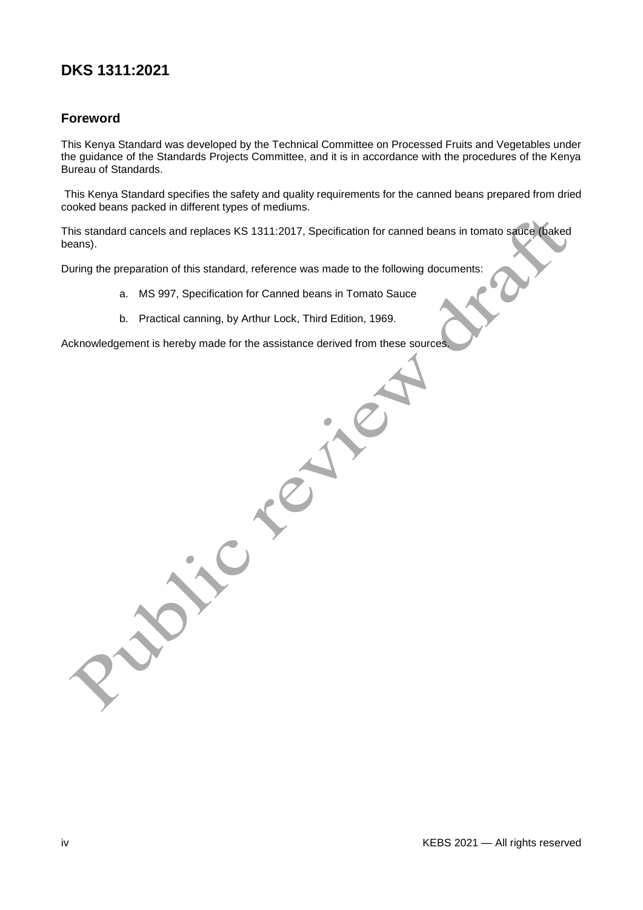# DKS 1311:2021

## Foreword

This Kenya Standard was developed by the Technical Committee on Processed Fruits and Vegetables under the guidance of the Standards Projects Committee, and it is in accordance with the procedures of the Kenya Bureau of Standards.

This Kenya Standard specifies the safety and quality requirements for the canned beans prepared from dried cooked beans packed in different types of mediums.

This standard cancels and replaces KS 1311:2017, Specification for canned beans in tomato sauce (baked beans).

During the preparation of this standard, reference was made to the following documents:

a. MS 997, Specification for Canned beans in Tomato Sauce

b. Practical canning, by Arthur Lock, Third Edition, 1969.

Acknowledgement is hereby made for the assistance derived from these sources.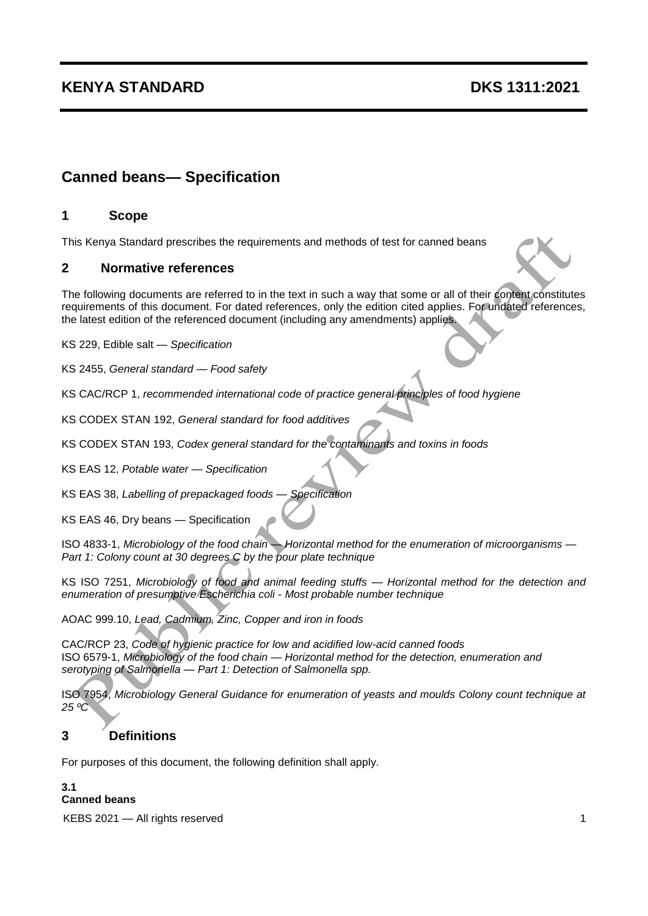# KENYA STANDARD DKS 1311:2021

## Canned beans— Specification

## 1 Scope

This Kenya Standard prescribes the requirements and methods of test for canned beans

## 2 Normative references

The following documents are referred to in the text in such a way that some or all of their content constitutes requirements of this document. For dated references, only the edition cited applies. For undated references, the latest edition of the referenced document (including any amendments) applies.

KS 229, Edible salt — *Specification*

KS 2455, *General standard — Food safety*

KS CAC/RCP 1, *recommended international code of practice general principles of food hygiene*

KS CODEX STAN 192, *General standard for food additives*

KS CODEX STAN 193, *Codex general standard for the contaminants and toxins in foods*

KS EAS 12, *Potable water — Specification*

KS EAS 38, *Labelling of prepackaged foods — Specification*

KS EAS 46, Dry beans — Specification

ISO 4833-1, *Microbiology of the food chain — Horizontal method for the enumeration of microorganisms — Part 1: Colony count at 30 degrees C by the pour plate technique*

KS ISO 7251, *Microbiology of food and animal feeding stuffs — Horizontal method for the detection and enumeration of presumptive Escherichia coli - Most probable number technique*

AOAC 999.10, *Lead, Cadmium, Zinc, Copper and iron in foods*

CAC/RCP 23, *Code of hygienic practice for low and acidified low-acid canned foods*

ISO 6579-1, *Microbiology of the food chain — Horizontal method for the detection, enumeration and serotyping of Salmonella — Part 1: Detection of Salmonella spp.*

ISO 7954, *Microbiology General Guidance for enumeration of yeasts and moulds Colony count technique at 25 ºC*

## 3 Definitions

For purposes of this document, the following definition shall apply.

**3.1**
**Canned beans**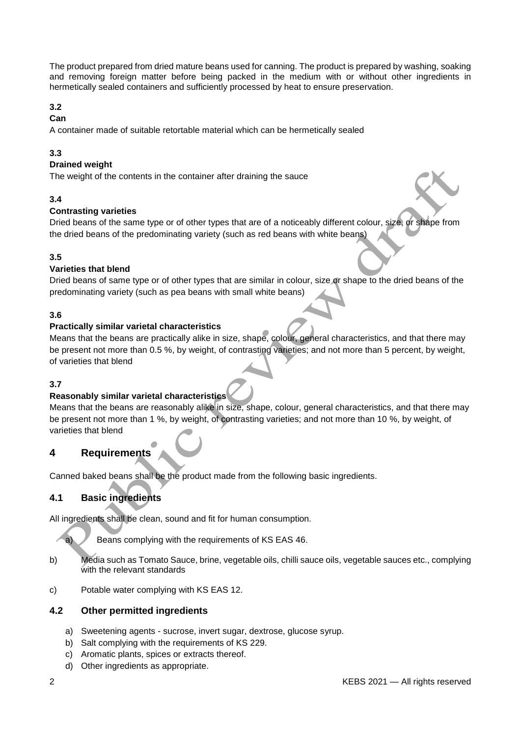The product prepared from dried mature beans used for canning. The product is prepared by washing, soaking and removing foreign matter before being packed in the medium with or without other ingredients in hermetically sealed containers and sufficiently processed by heat to ensure preservation.

**3.2**

**Can**

A container made of suitable retortable material which can be hermetically sealed

**3.3**

**Drained weight**

The weight of the contents in the container after draining the sauce

**3.4**

**Contrasting varieties**

Dried beans of the same type or of other types that are of a noticeably different colour, size, or shape from the dried beans of the predominating variety (such as red beans with white beans)

**3.5**

**Varieties that blend**

Dried beans of same type or of other types that are similar in colour, size or shape to the dried beans of the predominating variety (such as pea beans with small white beans)

**3.6**

**Practically similar varietal characteristics**

Means that the beans are practically alike in size, shape, colour, general characteristics, and that there may be present not more than 0.5 %, by weight, of contrasting varieties; and not more than 5 percent, by weight, of varieties that blend

**3.7**

**Reasonably similar varietal characteristics**

Means that the beans are reasonably alike in size, shape, colour, general characteristics, and that there may be present not more than 1 %, by weight, of contrasting varieties; and not more than 10 %, by weight, of varieties that blend

## 4 Requirements

Canned baked beans shall be the product made from the following basic ingredients.

### 4.1 Basic ingredients

All ingredients shall be clean, sound and fit for human consumption.

a) Beans complying with the requirements of KS EAS 46.

b) Media such as Tomato Sauce, brine, vegetable oils, chilli sauce oils, vegetable sauces etc., complying with the relevant standards

c) Potable water complying with KS EAS 12.

### 4.2 Other permitted ingredients

a) Sweetening agents - sucrose, invert sugar, dextrose, glucose syrup.
b) Salt complying with the requirements of KS 229.
c) Aromatic plants, spices or extracts thereof.
d) Other ingredients as appropriate.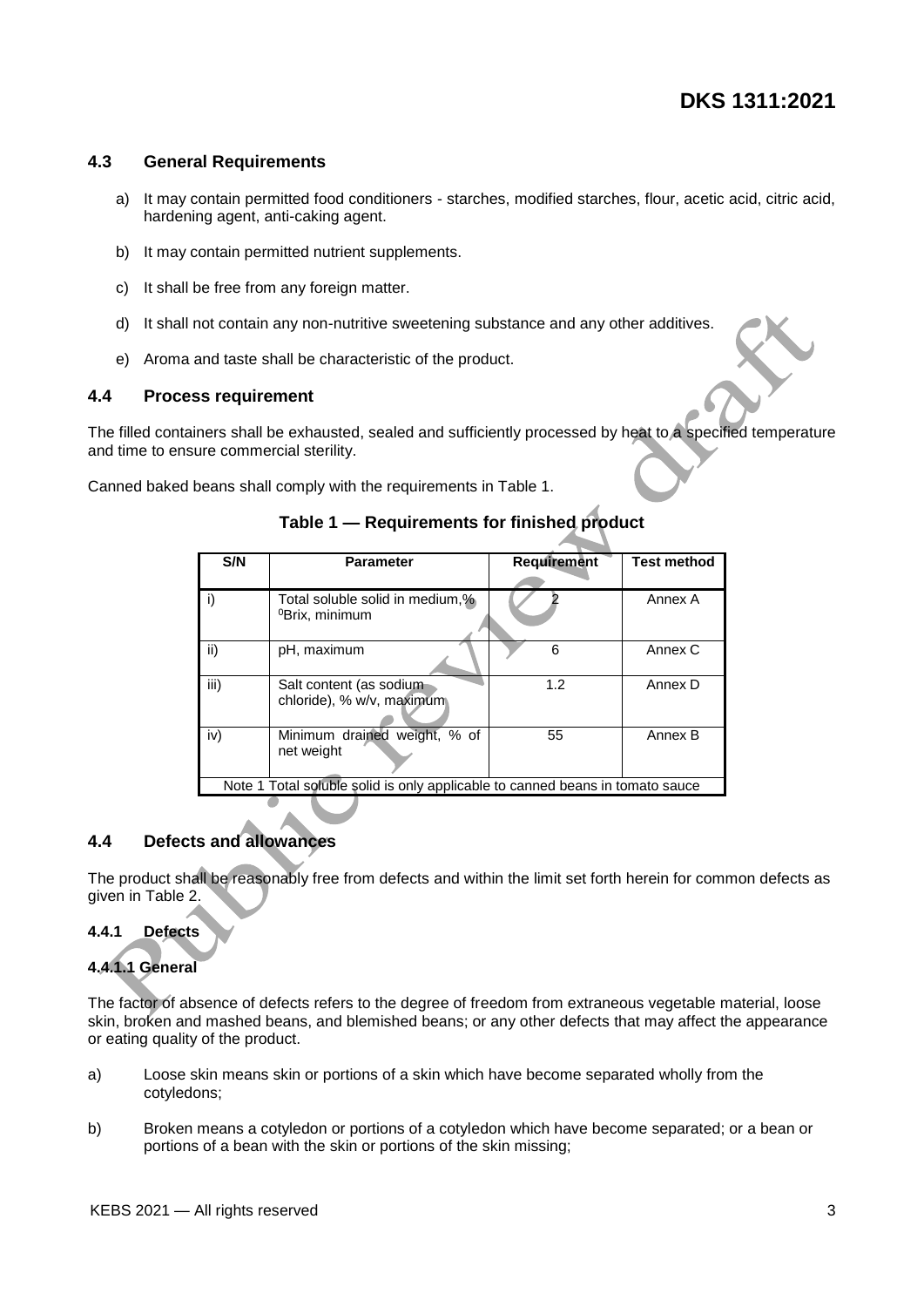### 4.3 General Requirements

a) It may contain permitted food conditioners - starches, modified starches, flour, acetic acid, citric acid, hardening agent, anti-caking agent.

b) It may contain permitted nutrient supplements.

c) It shall be free from any foreign matter.

d) It shall not contain any non-nutritive sweetening substance and any other additives.

e) Aroma and taste shall be characteristic of the product.

### 4.4 Process requirement

The filled containers shall be exhausted, sealed and sufficiently processed by heat to a specified temperature and time to ensure commercial sterility.

Canned baked beans shall comply with the requirements in Table 1.

**Table 1 — Requirements for finished product**

| S/N | Parameter | Requirement | Test method |
|---|---|---|---|
| i) | Total soluble solid in medium,% $^0$Brix, minimum | 2 | Annex A |
| ii) | pH, maximum | 6 | Annex C |
| iii) | Salt content (as sodium chloride), % w/v, maximum | 1.2 | Annex D |
| iv) | Minimum drained weight, % of net weight | 55 | Annex B |
| Note 1 Total soluble solid is only applicable to canned beans in tomato sauce | | | |

### 4.4 Defects and allowances

The product shall be reasonably free from defects and within the limit set forth herein for common defects as given in Table 2.

#### 4.4.1 Defects

#### 4.4.1.1 General

The factor of absence of defects refers to the degree of freedom from extraneous vegetable material, loose skin, broken and mashed beans, and blemished beans; or any other defects that may affect the appearance or eating quality of the product.

a) Loose skin means skin or portions of a skin which have become separated wholly from the cotyledons;

b) Broken means a cotyledon or portions of a cotyledon which have become separated; or a bean or portions of a bean with the skin or portions of the skin missing;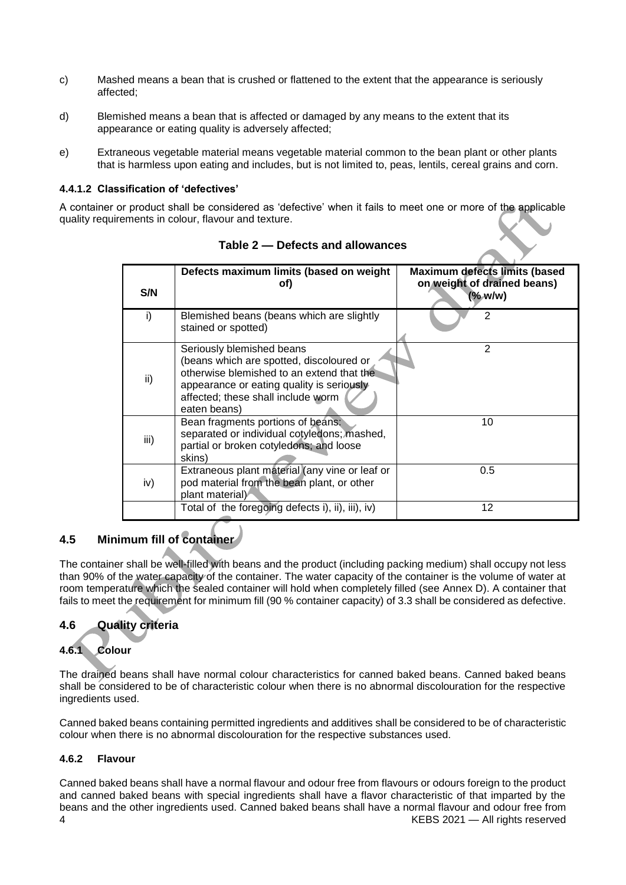c) Mashed means a bean that is crushed or flattened to the extent that the appearance is seriously affected;

d) Blemished means a bean that is affected or damaged by any means to the extent that its appearance or eating quality is adversely affected;

e) Extraneous vegetable material means vegetable material common to the bean plant or other plants that is harmless upon eating and includes, but is not limited to, peas, lentils, cereal grains and corn.

#### 4.4.1.2 Classification of 'defectives'

A container or product shall be considered as 'defective' when it fails to meet one or more of the applicable quality requirements in colour, flavour and texture.

**Table 2 — Defects and allowances**

| S/N | Defects maximum limits (based on weight of) | Maximum defects limits (based on weight of drained beans) (% w/w) |
|---|---|---|
| i) | Blemished beans (beans which are slightly stained or spotted) | 2 |
| ii) | Seriously blemished beans (beans which are spotted, discoloured or otherwise blemished to an extend that the appearance or eating quality is seriously affected; these shall include worm eaten beans) | 2 |
| iii) | Bean fragments portions of beans: separated or individual cotyledons; mashed, partial or broken cotyledons; and loose skins) | 10 |
| iv) | Extraneous plant material (any vine or leaf or pod material from the bean plant, or other plant material) | 0.5 |
| | Total of the foregoing defects i), ii), iii), iv) | 12 |

## 4.5 Minimum fill of container

The container shall be well-filled with beans and the product (including packing medium) shall occupy not less than 90% of the water capacity of the container. The water capacity of the container is the volume of water at room temperature which the sealed container will hold when completely filled (see Annex D). A container that fails to meet the requirement for minimum fill (90 % container capacity) of 3.3 shall be considered as defective.

## 4.6 Quality criteria

### 4.6.1 Colour

The drained beans shall have normal colour characteristics for canned baked beans. Canned baked beans shall be considered to be of characteristic colour when there is no abnormal discolouration for the respective ingredients used.

Canned baked beans containing permitted ingredients and additives shall be considered to be of characteristic colour when there is no abnormal discolouration for the respective substances used.

### 4.6.2 Flavour

Canned baked beans shall have a normal flavour and odour free from flavours or odours foreign to the product and canned baked beans with special ingredients shall have a flavor characteristic of that imparted by the beans and the other ingredients used. Canned baked beans shall have a normal flavour and odour free from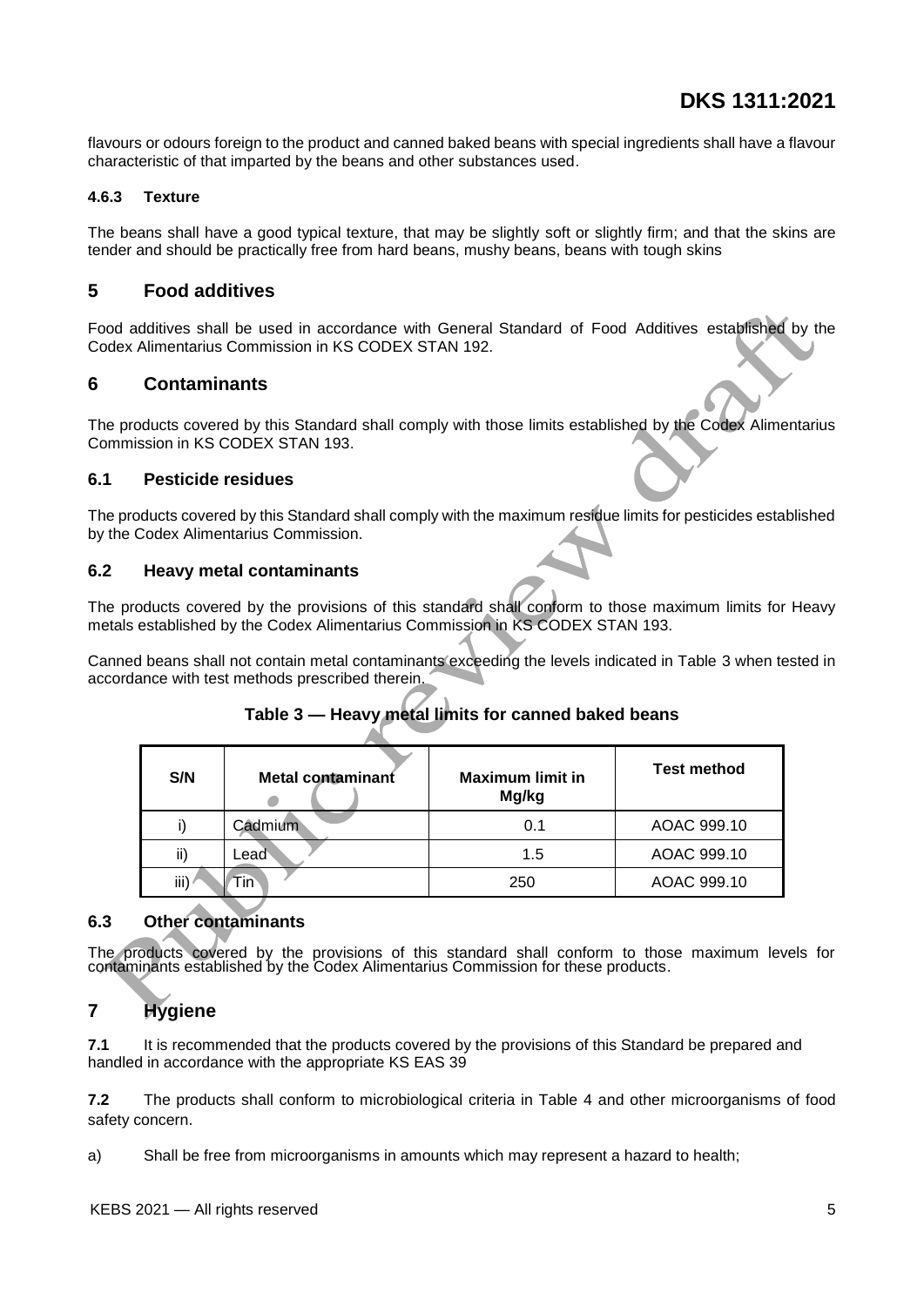flavours or odours foreign to the product and canned baked beans with special ingredients shall have a flavour characteristic of that imparted by the beans and other substances used.

#### 4.6.3 Texture

The beans shall have a good typical texture, that may be slightly soft or slightly firm; and that the skins are tender and should be practically free from hard beans, mushy beans, beans with tough skins

## 5 Food additives

Food additives shall be used in accordance with General Standard of Food Additives established by the Codex Alimentarius Commission in KS CODEX STAN 192.

## 6 Contaminants

The products covered by this Standard shall comply with those limits established by the Codex Alimentarius Commission in KS CODEX STAN 193.

### 6.1 Pesticide residues

The products covered by this Standard shall comply with the maximum residue limits for pesticides established by the Codex Alimentarius Commission.

### 6.2 Heavy metal contaminants

The products covered by the provisions of this standard shall conform to those maximum limits for Heavy metals established by the Codex Alimentarius Commission in KS CODEX STAN 193.

Canned beans shall not contain metal contaminants exceeding the levels indicated in Table 3 when tested in accordance with test methods prescribed therein.

**Table 3 — Heavy metal limits for canned baked beans**

| S/N | Metal contaminant | Maximum limit in Mg/kg | Test method |
|---|---|---|---|
| i) | Cadmium | 0.1 | AOAC 999.10 |
| ii) | Lead | 1.5 | AOAC 999.10 |
| iii) | Tin | 250 | AOAC 999.10 |

### 6.3 Other contaminants

The products covered by the provisions of this standard shall conform to those maximum levels for contaminants established by the Codex Alimentarius Commission for these products.

## 7 Hygiene

**7.1** It is recommended that the products covered by the provisions of this Standard be prepared and handled in accordance with the appropriate KS EAS 39

**7.2** The products shall conform to microbiological criteria in Table 4 and other microorganisms of food safety concern.

a) Shall be free from microorganisms in amounts which may represent a hazard to health;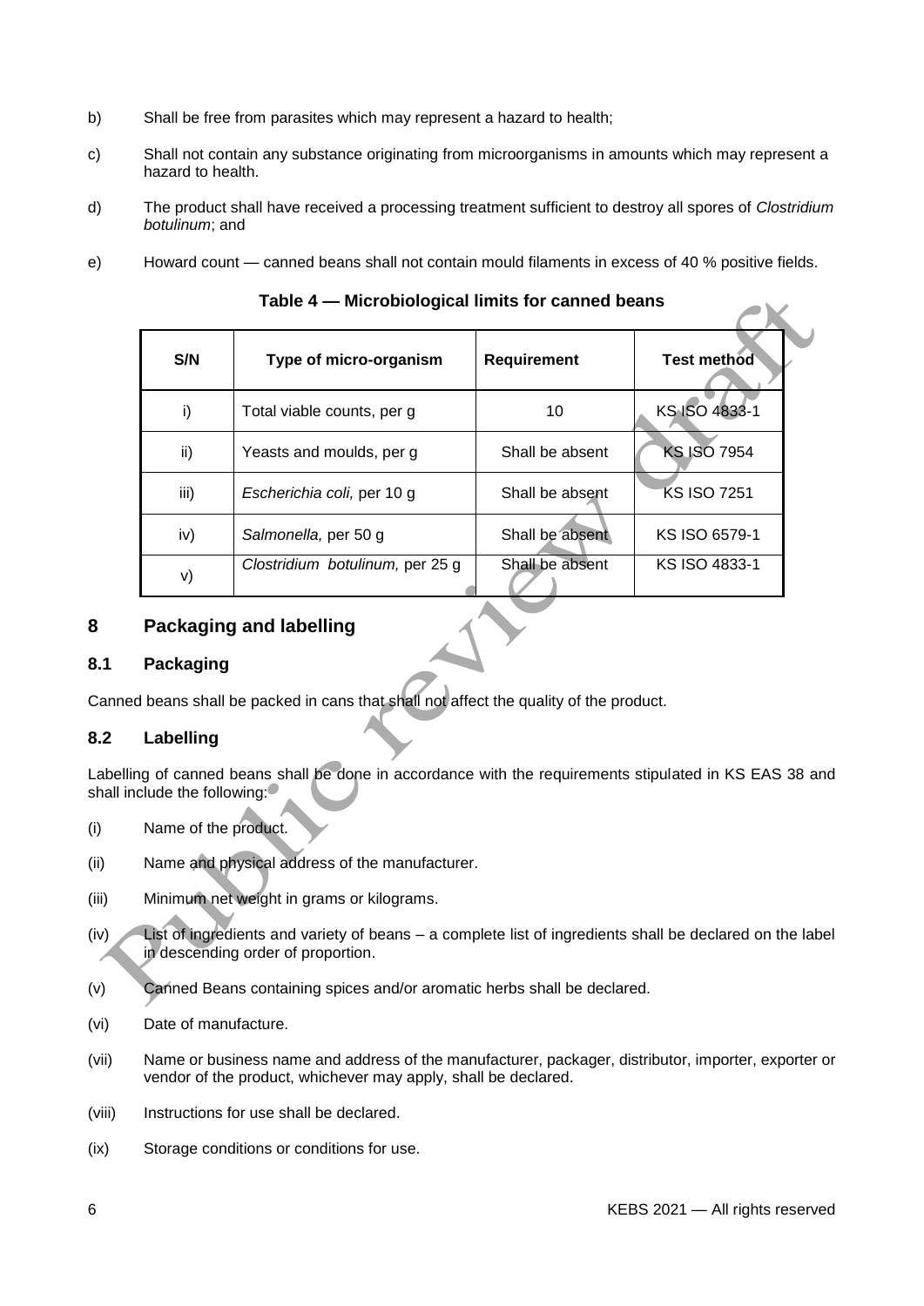b) Shall be free from parasites which may represent a hazard to health;

c) Shall not contain any substance originating from microorganisms in amounts which may represent a hazard to health.

d) The product shall have received a processing treatment sufficient to destroy all spores of *Clostridium botulinum*; and

e) Howard count — canned beans shall not contain mould filaments in excess of 40 % positive fields.

**Table 4 — Microbiological limits for canned beans**

| S/N | Type of micro-organism | Requirement | Test method |
|---|---|---|---|
| i) | Total viable counts, per g | 10 | KS ISO 4833-1 |
| ii) | Yeasts and moulds, per g | Shall be absent | KS ISO 7954 |
| iii) | *Escherichia coli,* per 10 g | Shall be absent | KS ISO 7251 |
| iv) | *Salmonella,* per 50 g | Shall be absent | KS ISO 6579-1 |
| v) | *Clostridium botulinum,* per 25 g | Shall be absent | KS ISO 4833-1 |

## 8 Packaging and labelling

### 8.1 Packaging

Canned beans shall be packed in cans that shall not affect the quality of the product.

### 8.2 Labelling

Labelling of canned beans shall be done in accordance with the requirements stipulated in KS EAS 38 and shall include the following:

(i) Name of the product.

(ii) Name and physical address of the manufacturer.

(iii) Minimum net weight in grams or kilograms.

(iv) List of ingredients and variety of beans – a complete list of ingredients shall be declared on the label in descending order of proportion.

(v) Canned Beans containing spices and/or aromatic herbs shall be declared.

(vi) Date of manufacture.

(vii) Name or business name and address of the manufacturer, packager, distributor, importer, exporter or vendor of the product, whichever may apply, shall be declared.

(viii) Instructions for use shall be declared.

(ix) Storage conditions or conditions for use.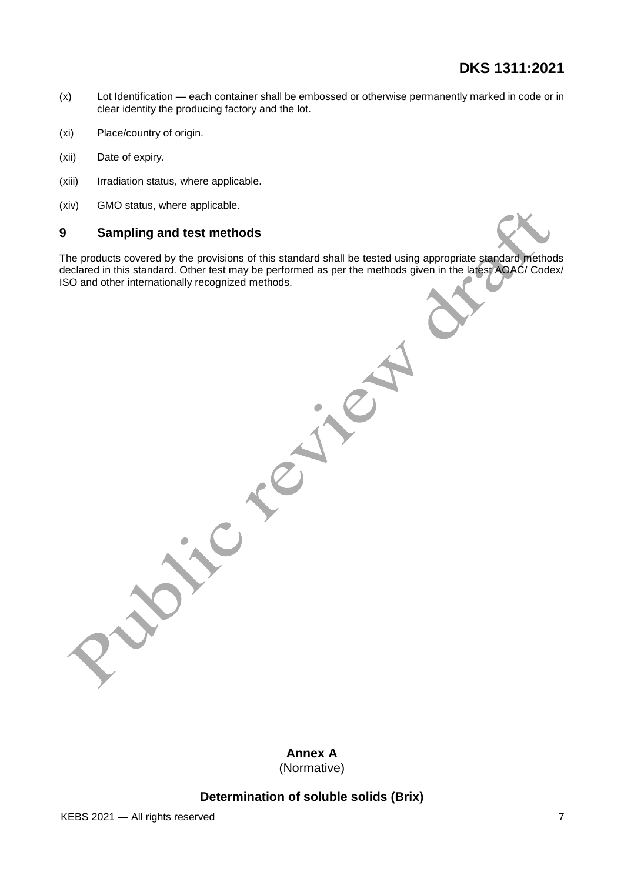(x) Lot Identification — each container shall be embossed or otherwise permanently marked in code or in clear identity the producing factory and the lot.

(xi) Place/country of origin.

(xii) Date of expiry.

(xiii) Irradiation status, where applicable.

(xiv) GMO status, where applicable.

## 9 Sampling and test methods

The products covered by the provisions of this standard shall be tested using appropriate standard methods declared in this standard. Other test may be performed as per the methods given in the latest AOAC/ Codex/ ISO and other internationally recognized methods.

## Annex A
(Normative)

### Determination of soluble solids (Brix)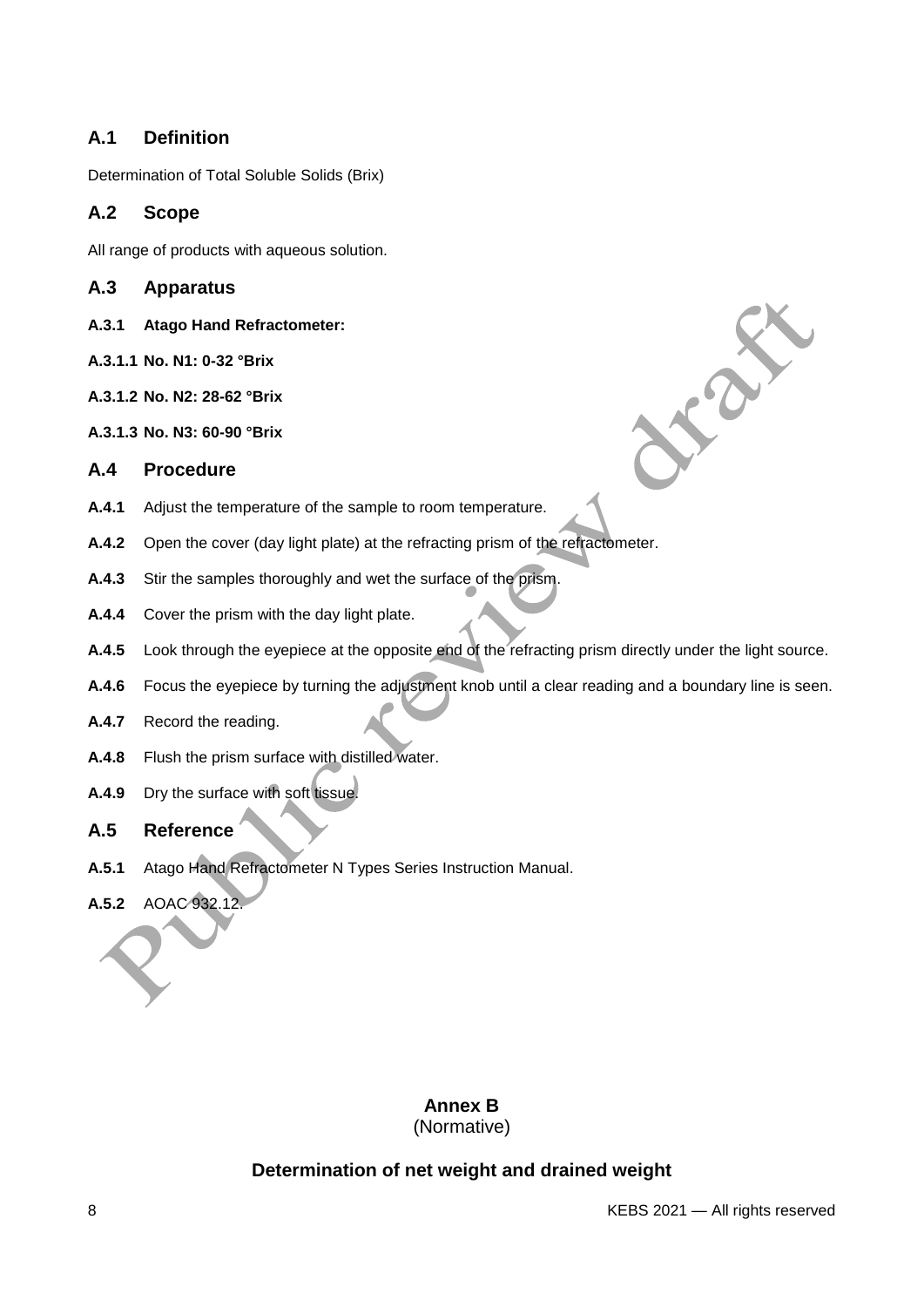## A.1 Definition

Determination of Total Soluble Solids (Brix)

## A.2 Scope

All range of products with aqueous solution.

## A.3 Apparatus

**A.3.1 Atago Hand Refractometer:**

**A.3.1.1 No. N1: 0-32 °Brix**

**A.3.1.2 No. N2: 28-62 °Brix**

**A.3.1.3 No. N3: 60-90 °Brix**

## A.4 Procedure

**A.4.1** Adjust the temperature of the sample to room temperature.

**A.4.2** Open the cover (day light plate) at the refracting prism of the refractometer.

**A.4.3** Stir the samples thoroughly and wet the surface of the prism.

**A.4.4** Cover the prism with the day light plate.

**A.4.5** Look through the eyepiece at the opposite end of the refracting prism directly under the light source.

**A.4.6** Focus the eyepiece by turning the adjustment knob until a clear reading and a boundary line is seen.

**A.4.7** Record the reading.

**A.4.8** Flush the prism surface with distilled water.

**A.4.9** Dry the surface with soft tissue.

## A.5 Reference

**A.5.1** Atago Hand Refractometer N Types Series Instruction Manual.

**A.5.2** AOAC 932.12.

# Annex B
(Normative)

## Determination of net weight and drained weight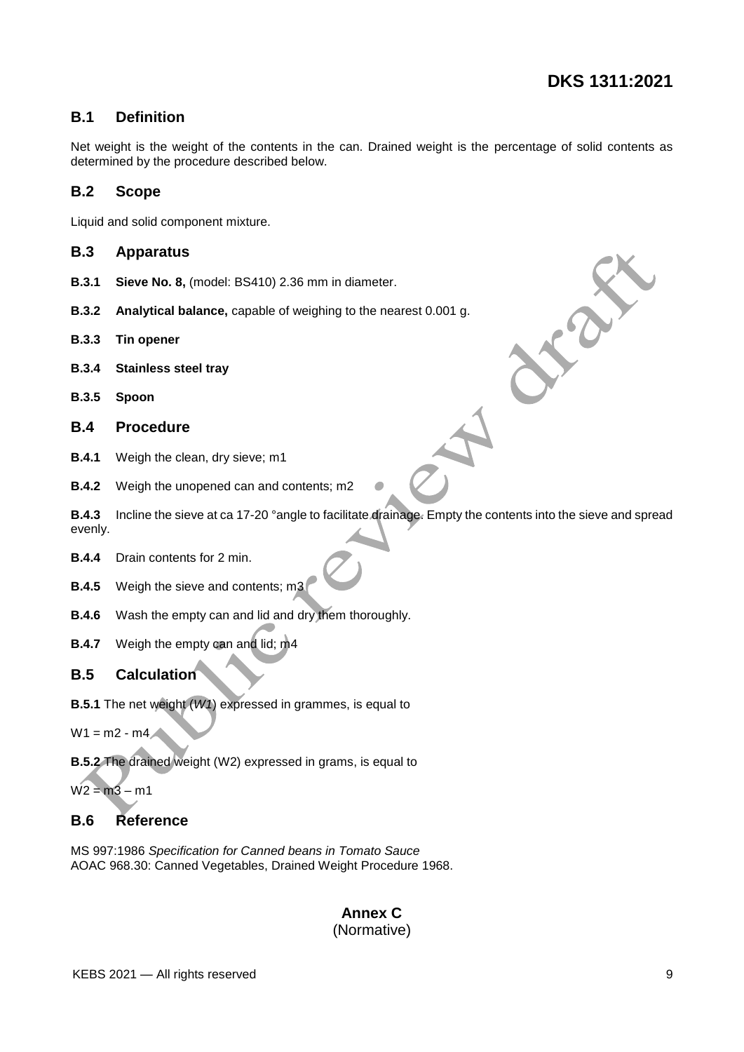## B.1 Definition

Net weight is the weight of the contents in the can. Drained weight is the percentage of solid contents as determined by the procedure described below.

## B.2 Scope

Liquid and solid component mixture.

## B.3 Apparatus

**B.3.1 Sieve No. 8,** (model: BS410) 2.36 mm in diameter.

**B.3.2 Analytical balance,** capable of weighing to the nearest 0.001 g.

**B.3.3 Tin opener**

**B.3.4 Stainless steel tray**

**B.3.5 Spoon**

## B.4 Procedure

**B.4.1** Weigh the clean, dry sieve; m1

**B.4.2** Weigh the unopened can and contents; m2

**B.4.3** Incline the sieve at ca 17-20 °angle to facilitate drainage. Empty the contents into the sieve and spread evenly.

**B.4.4** Drain contents for 2 min.

**B.4.5** Weigh the sieve and contents; m3

**B.4.6** Wash the empty can and lid and dry them thoroughly.

**B.4.7** Weigh the empty can and lid; m4

## B.5 Calculation

**B.5.1** The net weight (*W1*) expressed in grammes, is equal to

W1 = m2 - m4

**B.5.2** The drained weight (W2) expressed in grams, is equal to

W2 = m3 – m1

## B.6 Reference

MS 997:1986 *Specification for Canned beans in Tomato Sauce*
AOAC 968.30: Canned Vegetables, Drained Weight Procedure 1968.

**Annex C**
(Normative)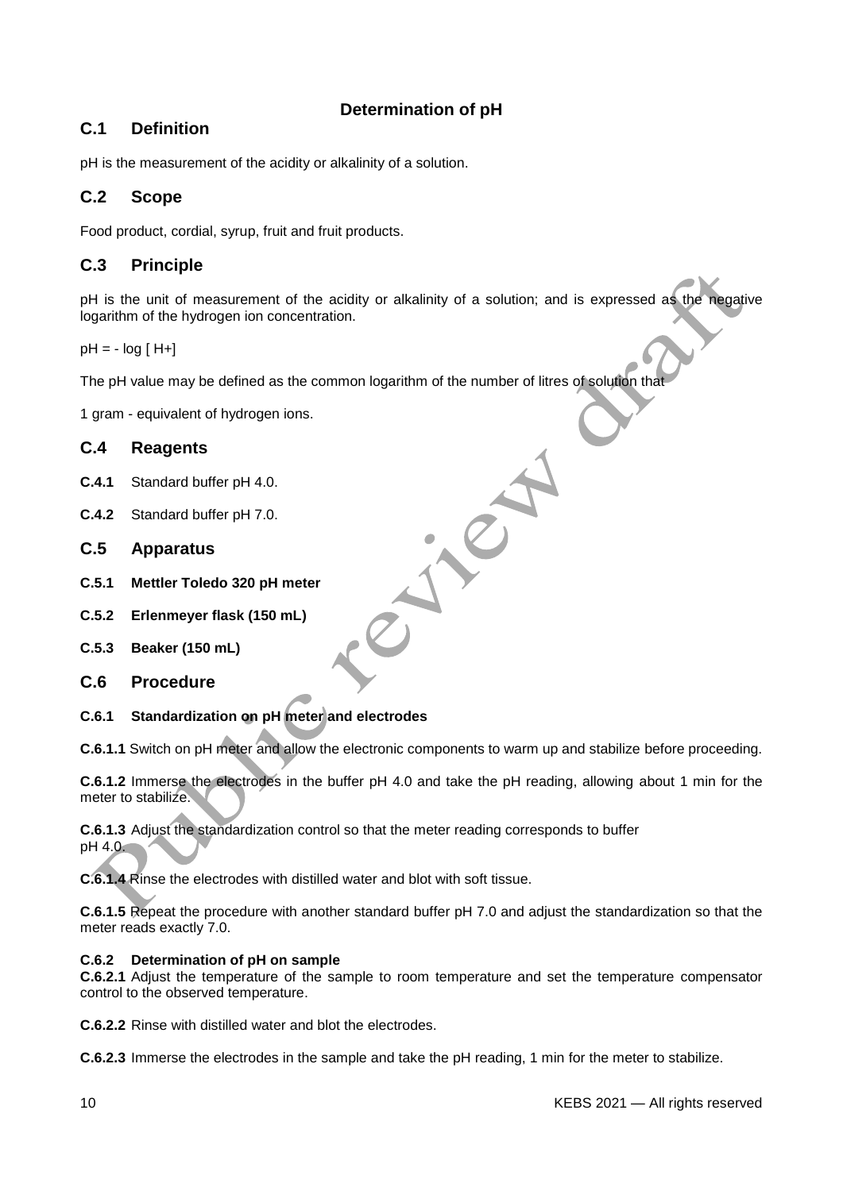**Determination of pH**

## C.1 Definition

pH is the measurement of the acidity or alkalinity of a solution.

## C.2 Scope

Food product, cordial, syrup, fruit and fruit products.

## C.3 Principle

pH is the unit of measurement of the acidity or alkalinity of a solution; and is expressed as the negative logarithm of the hydrogen ion concentration.

$pH = - \log [H+]$

The pH value may be defined as the common logarithm of the number of litres of solution that

1 gram - equivalent of hydrogen ions.

## C.4 Reagents

**C.4.1** Standard buffer pH 4.0.

**C.4.2** Standard buffer pH 7.0.

## C.5 Apparatus

**C.5.1 Mettler Toledo 320 pH meter**

**C.5.2 Erlenmeyer flask (150 mL)**

**C.5.3 Beaker (150 mL)**

## C.6 Procedure

### C.6.1 Standardization on pH meter and electrodes

**C.6.1.1** Switch on pH meter and allow the electronic components to warm up and stabilize before proceeding.

**C.6.1.2** Immerse the electrodes in the buffer pH 4.0 and take the pH reading, allowing about 1 min for the meter to stabilize.

**C.6.1.3** Adjust the standardization control so that the meter reading corresponds to buffer pH 4.0.

**C.6.1.4** Rinse the electrodes with distilled water and blot with soft tissue.

**C.6.1.5** Repeat the procedure with another standard buffer pH 7.0 and adjust the standardization so that the meter reads exactly 7.0.

### C.6.2 Determination of pH on sample

**C.6.2.1** Adjust the temperature of the sample to room temperature and set the temperature compensator control to the observed temperature.

**C.6.2.2** Rinse with distilled water and blot the electrodes.

**C.6.2.3** Immerse the electrodes in the sample and take the pH reading, 1 min for the meter to stabilize.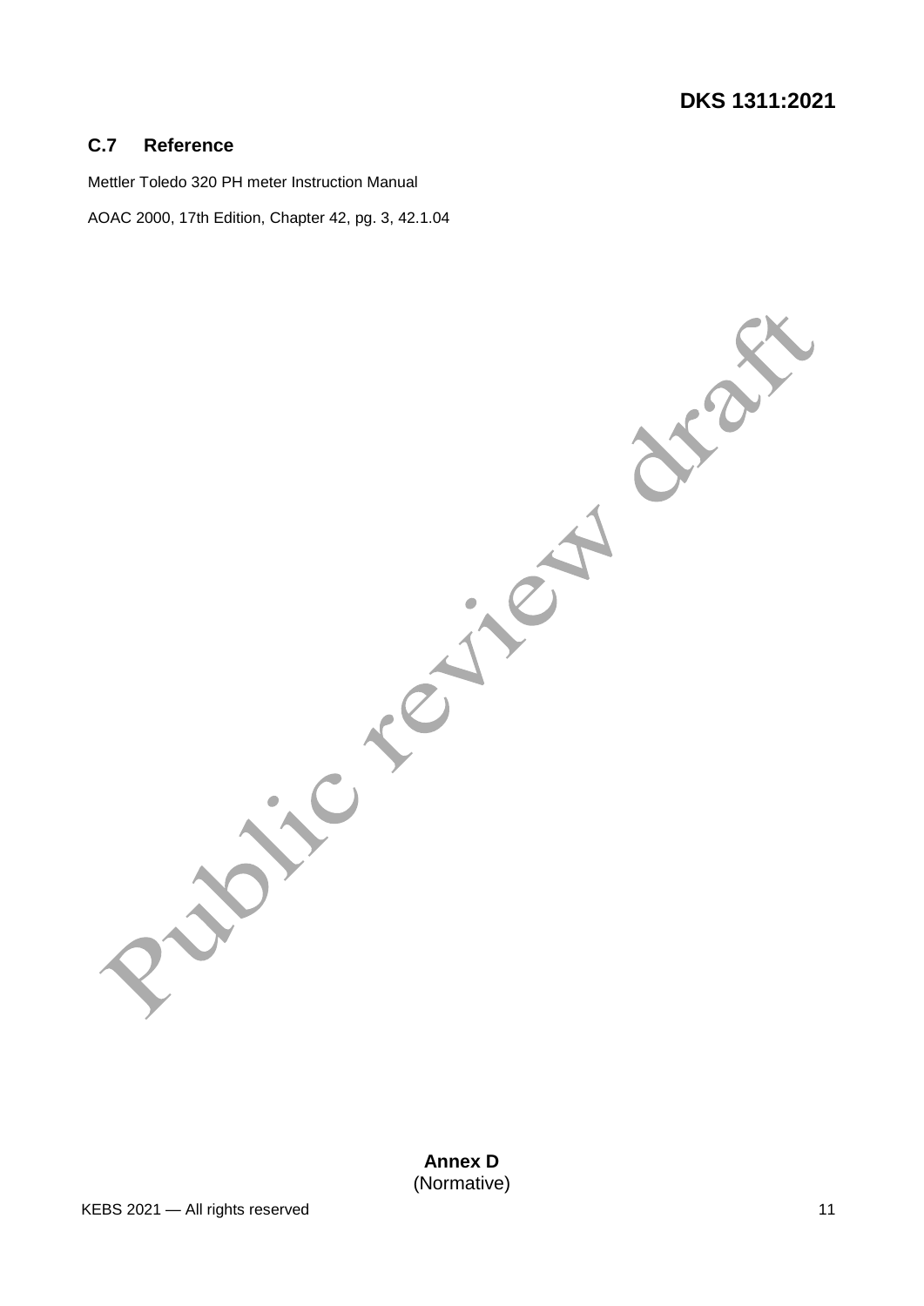### C.7 Reference

Mettler Toledo 320 PH meter Instruction Manual

AOAC 2000, 17th Edition, Chapter 42, pg. 3, 42.1.04

**Annex D**
(Normative)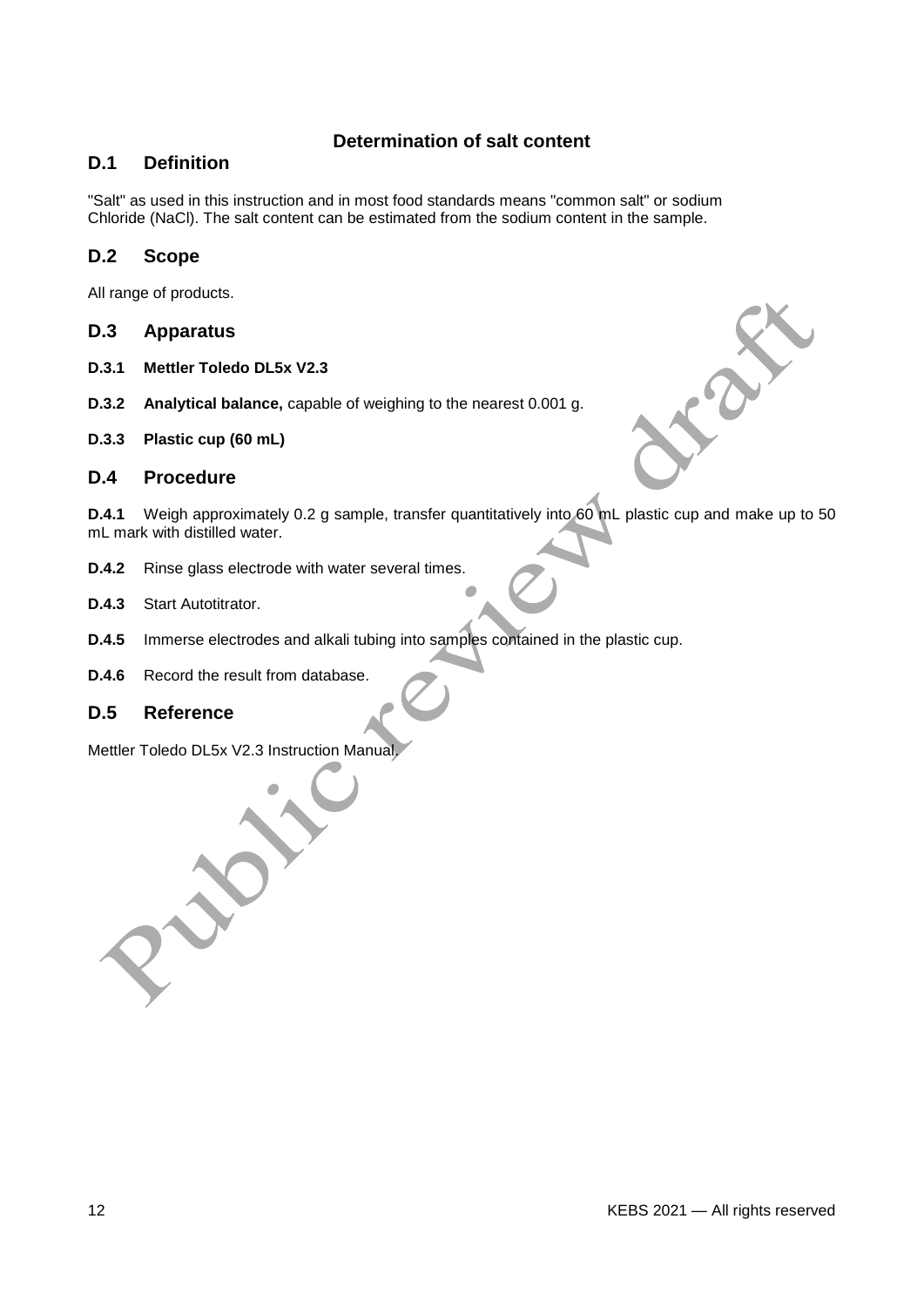# Determination of salt content

## D.1 Definition

"Salt" as used in this instruction and in most food standards means "common salt" or sodium Chloride (NaCl). The salt content can be estimated from the sodium content in the sample.

## D.2 Scope

All range of products.

## D.3 Apparatus

**D.3.1 Mettler Toledo DL5x V2.3**

**D.3.2 Analytical balance,** capable of weighing to the nearest 0.001 g.

**D.3.3 Plastic cup (60 mL)**

## D.4 Procedure

**D.4.1** Weigh approximately 0.2 g sample, transfer quantitatively into 60 mL plastic cup and make up to 50 mL mark with distilled water.

**D.4.2** Rinse glass electrode with water several times.

**D.4.3** Start Autotitrator.

**D.4.5** Immerse electrodes and alkali tubing into samples contained in the plastic cup.

**D.4.6** Record the result from database.

## D.5 Reference

Mettler Toledo DL5x V2.3 Instruction Manual.